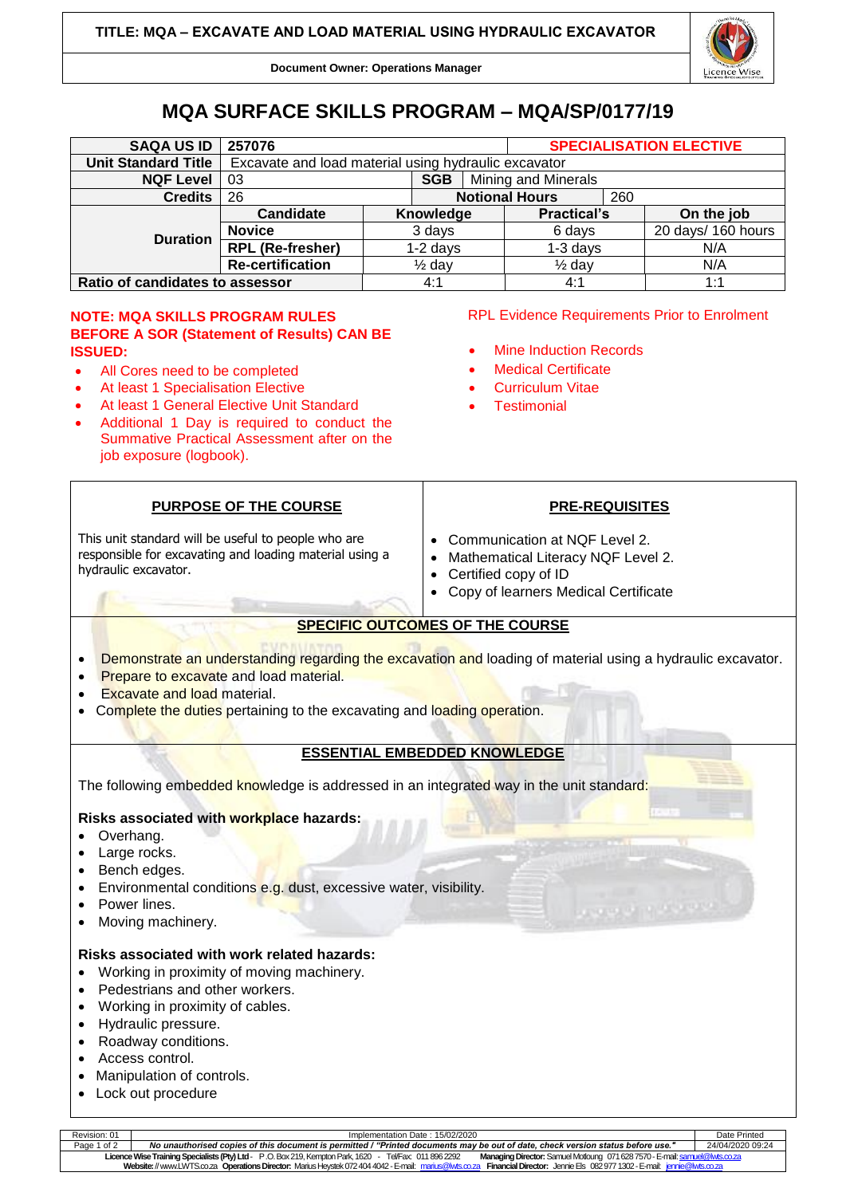# MQA SURFACE SKILLS PROGRAM – MQA/SP/0177/19

| SAQA US ID | 257076 | | | SPECIALISATION ELECTIVE | |
|---|---|---|---|---|---|
| Unit Standard Title | Excavate and load material using hydraulic excavator | | | | |
| NQF Level | 03 | SGB | Mining and Minerals | | |
| Credits | 26 | Notional Hours | | 260 | |
| Duration | Candidate | Knowledge | Practical's | | On the job |
| | Novice | 3 days | 6 days | | 20 days/ 160 hours |
| | RPL (Re-fresher) | 1-2 days | 1-3 days | | N/A |
| | Re-certification | ½ day | ½ day | | N/A |
| Ratio of candidates to assessor | | 4:1 | 4:1 | | 1:1 |

**NOTE: MQA SKILLS PROGRAM RULES BEFORE A SOR (Statement of Results) CAN BE ISSUED:**

- All Cores need to be completed
- At least 1 Specialisation Elective
- At least 1 General Elective Unit Standard
- Additional 1 Day is required to conduct the Summative Practical Assessment after on the job exposure (logbook).

RPL Evidence Requirements Prior to Enrolment

- Mine Induction Records
- Medical Certificate
- Curriculum Vitae
- Testimonial

## PURPOSE OF THE COURSE

This unit standard will be useful to people who are responsible for excavating and loading material using a hydraulic excavator.

## PRE-REQUISITES

- Communication at NQF Level 2.
- Mathematical Literacy NQF Level 2.
- Certified copy of ID
- Copy of learners Medical Certificate

## SPECIFIC OUTCOMES OF THE COURSE

- Demonstrate an understanding regarding the excavation and loading of material using a hydraulic excavator.
- Prepare to excavate and load material.
- Excavate and load material.
- Complete the duties pertaining to the excavating and loading operation.

## ESSENTIAL EMBEDDED KNOWLEDGE

The following embedded knowledge is addressed in an integrated way in the unit standard:

**Risks associated with workplace hazards:**

- Overhang.
- Large rocks.
- Bench edges.
- Environmental conditions e.g. dust, excessive water, visibility.
- Power lines.
- Moving machinery.

**Risks associated with work related hazards:**

- Working in proximity of moving machinery.
- Pedestrians and other workers.
- Working in proximity of cables.
- Hydraulic pressure.
- Roadway conditions.
- Access control.
- Manipulation of controls.
- Lock out procedure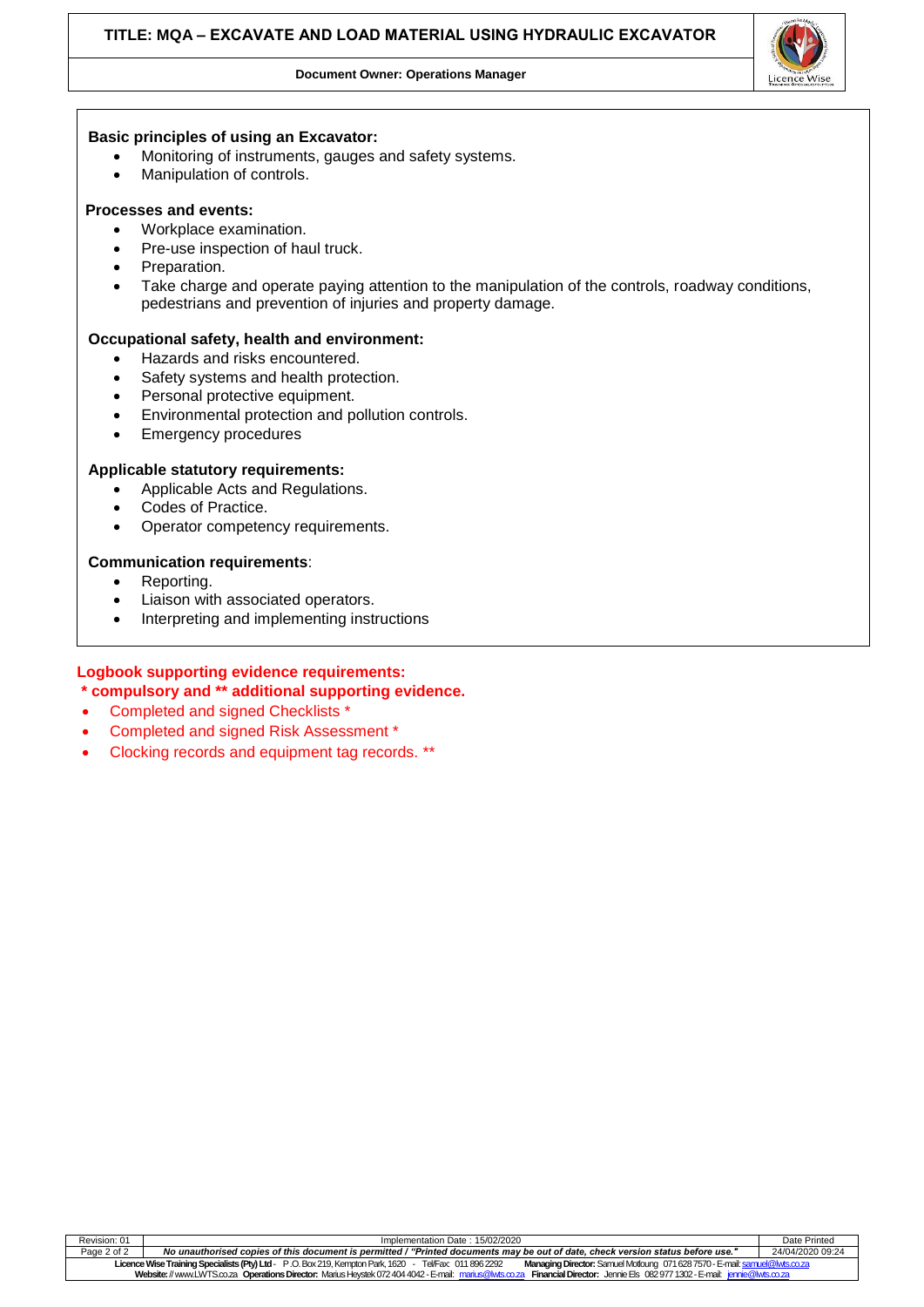**Basic principles of using an Excavator:**

- Monitoring of instruments, gauges and safety systems.
- Manipulation of controls.

**Processes and events:**

- Workplace examination.
- Pre-use inspection of haul truck.
- Preparation.
- Take charge and operate paying attention to the manipulation of the controls, roadway conditions, pedestrians and prevention of injuries and property damage.

**Occupational safety, health and environment:**

- Hazards and risks encountered.
- Safety systems and health protection.
- Personal protective equipment.
- Environmental protection and pollution controls.
- Emergency procedures

**Applicable statutory requirements:**

- Applicable Acts and Regulations.
- Codes of Practice.
- Operator competency requirements.

**Communication requirements**:

- Reporting.
- Liaison with associated operators.
- Interpreting and implementing instructions

**Logbook supporting evidence requirements:**
**\* compulsory and \*\* additional supporting evidence.**

- Completed and signed Checklists *
- Completed and signed Risk Assessment *
- Clocking records and equipment tag records. **